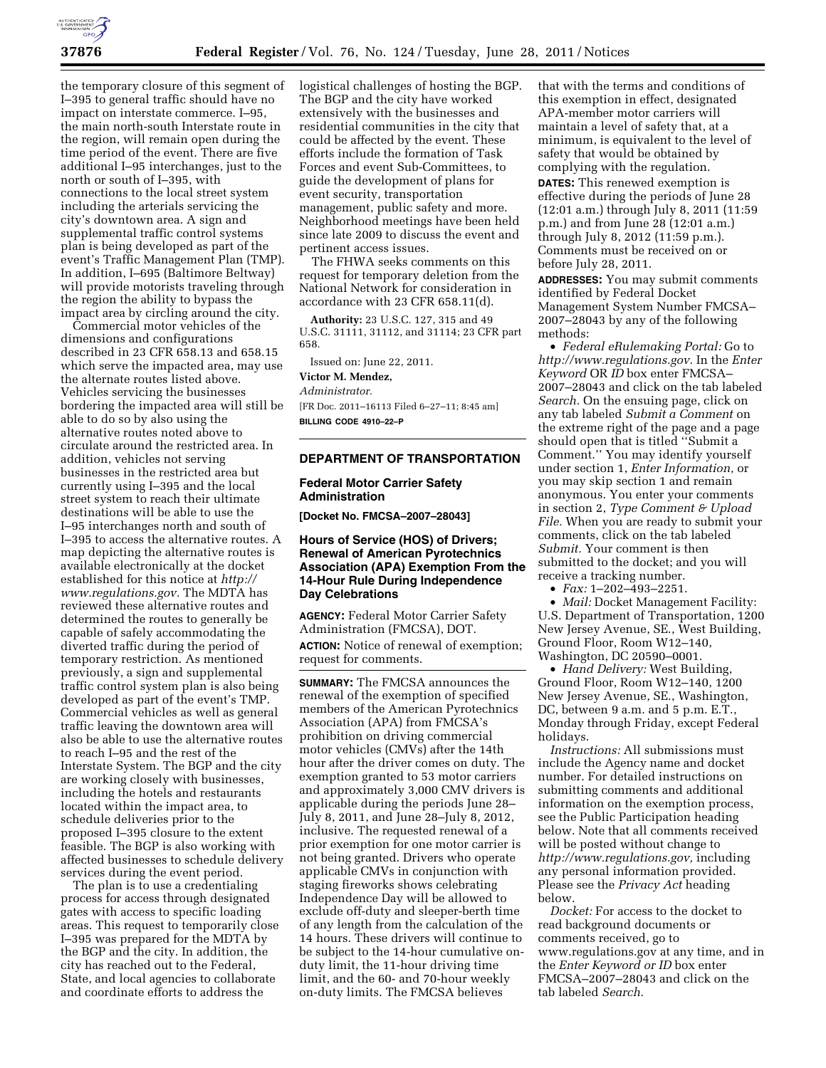the temporary closure of this segment of I–395 to general traffic should have no impact on interstate commerce. I–95, the main north-south Interstate route in the region, will remain open during the time period of the event. There are five additional I–95 interchanges, just to the north or south of I–395, with connections to the local street system including the arterials servicing the city's downtown area. A sign and supplemental traffic control systems plan is being developed as part of the event's Traffic Management Plan (TMP). In addition, I–695 (Baltimore Beltway) will provide motorists traveling through the region the ability to bypass the impact area by circling around the city.

Commercial motor vehicles of the dimensions and configurations described in 23 CFR 658.13 and 658.15 which serve the impacted area, may use the alternate routes listed above. Vehicles servicing the businesses bordering the impacted area will still be able to do so by also using the alternative routes noted above to circulate around the restricted area. In addition, vehicles not serving businesses in the restricted area but currently using I–395 and the local street system to reach their ultimate destinations will be able to use the I–95 interchanges north and south of I–395 to access the alternative routes. A map depicting the alternative routes is available electronically at the docket established for this notice at *http://www.regulations.gov.* The MDTA has reviewed these alternative routes and determined the routes to generally be capable of safely accommodating the diverted traffic during the period of temporary restriction. As mentioned previously, a sign and supplemental traffic control system plan is also being developed as part of the event's TMP. Commercial vehicles as well as general traffic leaving the downtown area will also be able to use the alternative routes to reach I–95 and the rest of the Interstate System. The BGP and the city are working closely with businesses, including the hotels and restaurants located within the impact area, to schedule deliveries prior to the proposed I–395 closure to the extent feasible. The BGP is also working with affected businesses to schedule delivery services during the event period.

The plan is to use a credentialing process for access through designated gates with access to specific loading areas. This request to temporarily close I–395 was prepared for the MDTA by the BGP and the city. In addition, the city has reached out to the Federal, State, and local agencies to collaborate and coordinate efforts to address the logistical challenges of hosting the BGP. The BGP and the city have worked extensively with the businesses and residential communities in the city that could be affected by the event. These efforts include the formation of Task Forces and event Sub-Committees, to guide the development of plans for event security, transportation management, public safety and more. Neighborhood meetings have been held since late 2009 to discuss the event and pertinent access issues.

The FHWA seeks comments on this request for temporary deletion from the National Network for consideration in accordance with 23 CFR 658.11(d).

**Authority:** 23 U.S.C. 127, 315 and 49 U.S.C. 31111, 31112, and 31114; 23 CFR part 658.

Issued on: June 22, 2011.

**Victor M. Mendez,**

*Administrator.*

[FR Doc. 2011–16113 Filed 6–27–11; 8:45 am]

**BILLING CODE 4910–22–P**

## DEPARTMENT OF TRANSPORTATION

### Federal Motor Carrier Safety Administration

**[Docket No. FMCSA–2007–28043]**

### Hours of Service (HOS) of Drivers; Renewal of American Pyrotechnics Association (APA) Exemption From the 14-Hour Rule During Independence Day Celebrations

**AGENCY:** Federal Motor Carrier Safety Administration (FMCSA), DOT.

**ACTION:** Notice of renewal of exemption; request for comments.

**SUMMARY:** The FMCSA announces the renewal of the exemption of specified members of the American Pyrotechnics Association (APA) from FMCSA's prohibition on driving commercial motor vehicles (CMVs) after the 14th hour after the driver comes on duty. The exemption granted to 53 motor carriers and approximately 3,000 CMV drivers is applicable during the periods June 28–July 8, 2011, and June 28–July 8, 2012, inclusive. The requested renewal of a prior exemption for one motor carrier is not being granted. Drivers who operate applicable CMVs in conjunction with staging fireworks shows celebrating Independence Day will be allowed to exclude off-duty and sleeper-berth time of any length from the calculation of the 14 hours. These drivers will continue to be subject to the 14-hour cumulative on-duty limit, the 11-hour driving time limit, and the 60- and 70-hour weekly on-duty limits. The FMCSA believes that with the terms and conditions of this exemption in effect, designated APA-member motor carriers will maintain a level of safety that, at a minimum, is equivalent to the level of safety that would be obtained by complying with the regulation.

**DATES:** This renewed exemption is effective during the periods of June 28 (12:01 a.m.) through July 8, 2011 (11:59 p.m.) and from June 28 (12:01 a.m.) through July 8, 2012 (11:59 p.m.). Comments must be received on or before July 28, 2011.

**ADDRESSES:** You may submit comments identified by Federal Docket Management System Number FMCSA–2007–28043 by any of the following methods:

- *Federal eRulemaking Portal:* Go to *http://www.regulations.gov.* In the *Enter Keyword* OR *ID* box enter FMCSA–2007–28043 and click on the tab labeled *Search.* On the ensuing page, click on any tab labeled *Submit a Comment* on the extreme right of the page and a page should open that is titled ''Submit a Comment.'' You may identify yourself under section 1, *Enter Information,* or you may skip section 1 and remain anonymous. You enter your comments in section 2, *Type Comment & Upload File.* When you are ready to submit your comments, click on the tab labeled *Submit.* Your comment is then submitted to the docket; and you will receive a tracking number.
- *Fax:* 1–202–493–2251.
- *Mail:* Docket Management Facility: U.S. Department of Transportation, 1200 New Jersey Avenue, SE., West Building, Ground Floor, Room W12–140, Washington, DC 20590–0001.
- *Hand Delivery:* West Building, Ground Floor, Room W12–140, 1200 New Jersey Avenue, SE., Washington, DC, between 9 a.m. and 5 p.m. E.T., Monday through Friday, except Federal holidays.

*Instructions:* All submissions must include the Agency name and docket number. For detailed instructions on submitting comments and additional information on the exemption process, see the Public Participation heading below. Note that all comments received will be posted without change to *http://www.regulations.gov,* including any personal information provided. Please see the *Privacy Act* heading below.

*Docket:* For access to the docket to read background documents or comments received, go to www.regulations.gov at any time, and in the *Enter Keyword or ID* box enter FMCSA–2007–28043 and click on the tab labeled *Search.*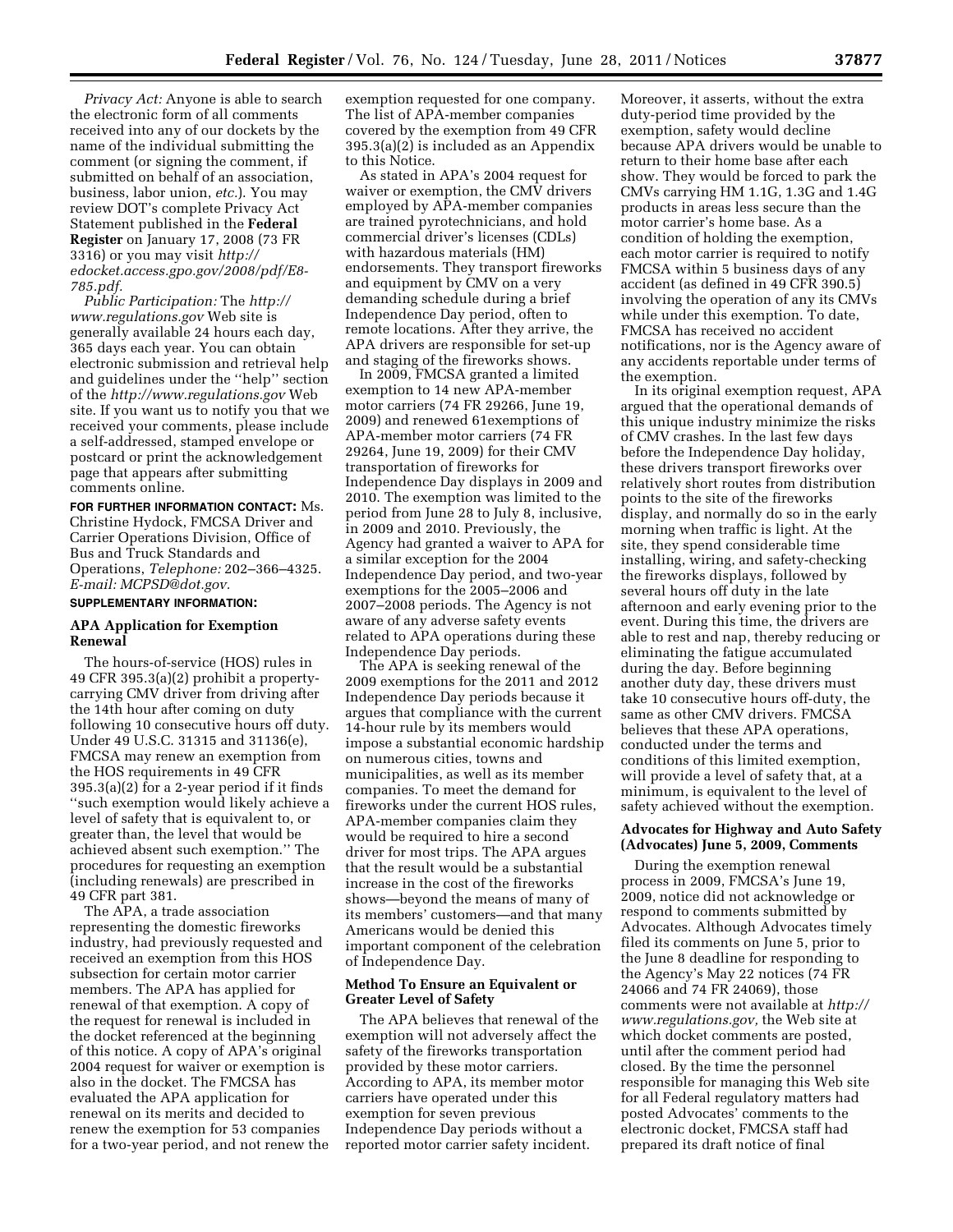*Privacy Act:* Anyone is able to search the electronic form of all comments received into any of our dockets by the name of the individual submitting the comment (or signing the comment, if submitted on behalf of an association, business, labor union, *etc.*). You may review DOT's complete Privacy Act Statement published in the **Federal Register** on January 17, 2008 (73 FR 3316) or you may visit *http://edocket.access.gpo.gov/2008/pdf/E8-785.pdf.*

*Public Participation:* The *http://www.regulations.gov* Web site is generally available 24 hours each day, 365 days each year. You can obtain electronic submission and retrieval help and guidelines under the ''help'' section of the *http://www.regulations.gov* Web site. If you want us to notify you that we received your comments, please include a self-addressed, stamped envelope or postcard or print the acknowledgement page that appears after submitting comments online.

**FOR FURTHER INFORMATION CONTACT:** Ms. Christine Hydock, FMCSA Driver and Carrier Operations Division, Office of Bus and Truck Standards and Operations, *Telephone:* 202–366–4325. *E-mail: MCPSD@dot.gov.*

**SUPPLEMENTARY INFORMATION:**

## APA Application for Exemption Renewal

The hours-of-service (HOS) rules in 49 CFR 395.3(a)(2) prohibit a property-carrying CMV driver from driving after the 14th hour after coming on duty following 10 consecutive hours off duty. Under 49 U.S.C. 31315 and 31136(e), FMCSA may renew an exemption from the HOS requirements in 49 CFR 395.3(a)(2) for a 2-year period if it finds ''such exemption would likely achieve a level of safety that is equivalent to, or greater than, the level that would be achieved absent such exemption.'' The procedures for requesting an exemption (including renewals) are prescribed in 49 CFR part 381.

The APA, a trade association representing the domestic fireworks industry, had previously requested and received an exemption from this HOS subsection for certain motor carrier members. The APA has applied for renewal of that exemption. A copy of the request for renewal is included in the docket referenced at the beginning of this notice. A copy of APA's original 2004 request for waiver or exemption is also in the docket. The FMCSA has evaluated the APA application for renewal on its merits and decided to renew the exemption for 53 companies for a two-year period, and not renew the exemption requested for one company. The list of APA-member companies covered by the exemption from 49 CFR 395.3(a)(2) is included as an Appendix to this Notice.

As stated in APA's 2004 request for waiver or exemption, the CMV drivers employed by APA-member companies are trained pyrotechnicians, and hold commercial driver's licenses (CDLs) with hazardous materials (HM) endorsements. They transport fireworks and equipment by CMV on a very demanding schedule during a brief Independence Day period, often to remote locations. After they arrive, the APA drivers are responsible for set-up and staging of the fireworks shows.

In 2009, FMCSA granted a limited exemption to 14 new APA-member motor carriers (74 FR 29266, June 19, 2009) and renewed 61exemptions of APA-member motor carriers (74 FR 29264, June 19, 2009) for their CMV transportation of fireworks for Independence Day displays in 2009 and 2010. The exemption was limited to the period from June 28 to July 8, inclusive, in 2009 and 2010. Previously, the Agency had granted a waiver to APA for a similar exception for the 2004 Independence Day period, and two-year exemptions for the 2005–2006 and 2007–2008 periods. The Agency is not aware of any adverse safety events related to APA operations during these Independence Day periods.

The APA is seeking renewal of the 2009 exemptions for the 2011 and 2012 Independence Day periods because it argues that compliance with the current 14-hour rule by its members would impose a substantial economic hardship on numerous cities, towns and municipalities, as well as its member companies. To meet the demand for fireworks under the current HOS rules, APA-member companies claim they would be required to hire a second driver for most trips. The APA argues that the result would be a substantial increase in the cost of the fireworks shows—beyond the means of many of its members' customers—and that many Americans would be denied this important component of the celebration of Independence Day.

## Method To Ensure an Equivalent or Greater Level of Safety

The APA believes that renewal of the exemption will not adversely affect the safety of the fireworks transportation provided by these motor carriers. According to APA, its member motor carriers have operated under this exemption for seven previous Independence Day periods without a reported motor carrier safety incident. Moreover, it asserts, without the extra duty-period time provided by the exemption, safety would decline because APA drivers would be unable to return to their home base after each show. They would be forced to park the CMVs carrying HM 1.1G, 1.3G and 1.4G products in areas less secure than the motor carrier's home base. As a condition of holding the exemption, each motor carrier is required to notify FMCSA within 5 business days of any accident (as defined in 49 CFR 390.5) involving the operation of any its CMVs while under this exemption. To date, FMCSA has received no accident notifications, nor is the Agency aware of any accidents reportable under terms of the exemption.

In its original exemption request, APA argued that the operational demands of this unique industry minimize the risks of CMV crashes. In the last few days before the Independence Day holiday, these drivers transport fireworks over relatively short routes from distribution points to the site of the fireworks display, and normally do so in the early morning when traffic is light. At the site, they spend considerable time installing, wiring, and safety-checking the fireworks displays, followed by several hours off duty in the late afternoon and early evening prior to the event. During this time, the drivers are able to rest and nap, thereby reducing or eliminating the fatigue accumulated during the day. Before beginning another duty day, these drivers must take 10 consecutive hours off-duty, the same as other CMV drivers. FMCSA believes that these APA operations, conducted under the terms and conditions of this limited exemption, will provide a level of safety that, at a minimum, is equivalent to the level of safety achieved without the exemption.

## Advocates for Highway and Auto Safety (Advocates) June 5, 2009, Comments

During the exemption renewal process in 2009, FMCSA's June 19, 2009, notice did not acknowledge or respond to comments submitted by Advocates. Although Advocates timely filed its comments on June 5, prior to the June 8 deadline for responding to the Agency's May 22 notices (74 FR 24066 and 74 FR 24069), those comments were not available at *http://www.regulations.gov,* the Web site at which docket comments are posted, until after the comment period had closed. By the time the personnel responsible for managing this Web site for all Federal regulatory matters had posted Advocates' comments to the electronic docket, FMCSA staff had prepared its draft notice of final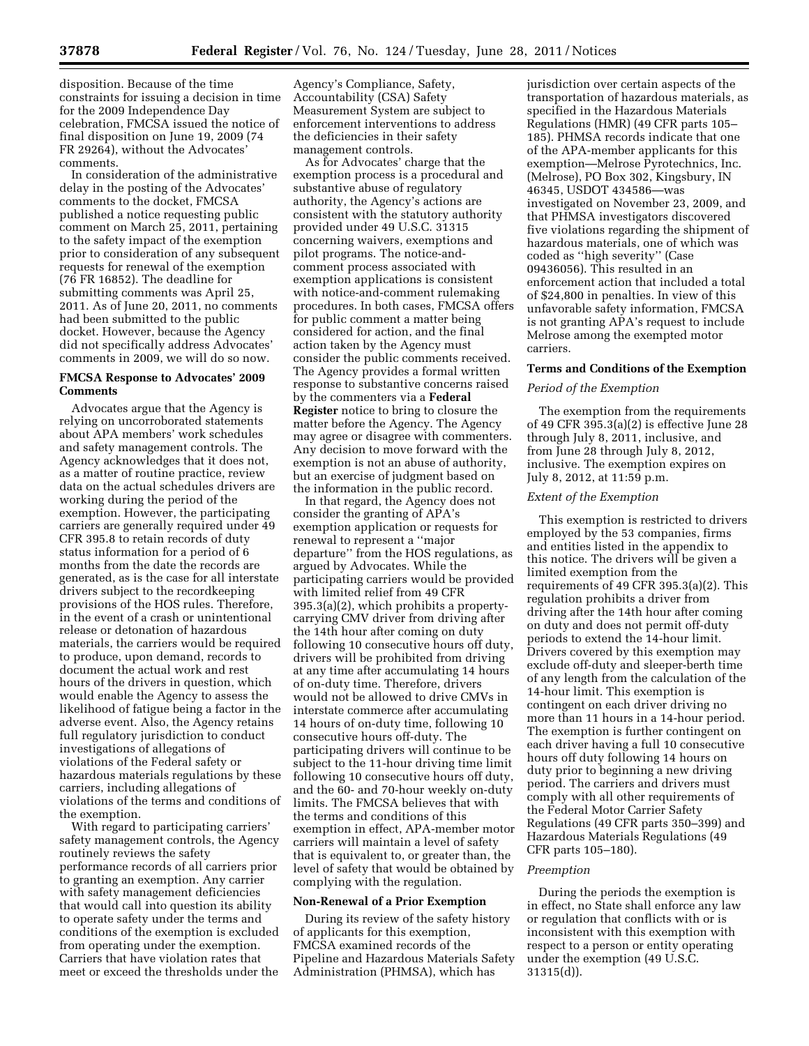disposition. Because of the time constraints for issuing a decision in time for the 2009 Independence Day celebration, FMCSA issued the notice of final disposition on June 19, 2009 (74 FR 29264), without the Advocates' comments.

In consideration of the administrative delay in the posting of the Advocates' comments to the docket, FMCSA published a notice requesting public comment on March 25, 2011, pertaining to the safety impact of the exemption prior to consideration of any subsequent requests for renewal of the exemption (76 FR 16852). The deadline for submitting comments was April 25, 2011. As of June 20, 2011, no comments had been submitted to the public docket. However, because the Agency did not specifically address Advocates' comments in 2009, we will do so now.

### FMCSA Response to Advocates' 2009 Comments

Advocates argue that the Agency is relying on uncorroborated statements about APA members' work schedules and safety management controls. The Agency acknowledges that it does not, as a matter of routine practice, review data on the actual schedules drivers are working during the period of the exemption. However, the participating carriers are generally required under 49 CFR 395.8 to retain records of duty status information for a period of 6 months from the date the records are generated, as is the case for all interstate drivers subject to the recordkeeping provisions of the HOS rules. Therefore, in the event of a crash or unintentional release or detonation of hazardous materials, the carriers would be required to produce, upon demand, records to document the actual work and rest hours of the drivers in question, which would enable the Agency to assess the likelihood of fatigue being a factor in the adverse event. Also, the Agency retains full regulatory jurisdiction to conduct investigations of allegations of violations of the Federal safety or hazardous materials regulations by these carriers, including allegations of violations of the terms and conditions of the exemption.

With regard to participating carriers' safety management controls, the Agency routinely reviews the safety performance records of all carriers prior to granting an exemption. Any carrier with safety management deficiencies that would call into question its ability to operate safety under the terms and conditions of the exemption is excluded from operating under the exemption. Carriers that have violation rates that meet or exceed the thresholds under the Agency's Compliance, Safety, Accountability (CSA) Safety Measurement System are subject to enforcement interventions to address the deficiencies in their safety management controls.

As for Advocates' charge that the exemption process is a procedural and substantive abuse of regulatory authority, the Agency's actions are consistent with the statutory authority provided under 49 U.S.C. 31315 concerning waivers, exemptions and pilot programs. The notice-and-comment process associated with exemption applications is consistent with notice-and-comment rulemaking procedures. In both cases, FMCSA offers for public comment a matter being considered for action, and the final action taken by the Agency must consider the public comments received. The Agency provides a formal written response to substantive concerns raised by the commenters via a **Federal Register** notice to bring to closure the matter before the Agency. The Agency may agree or disagree with commenters. Any decision to move forward with the exemption is not an abuse of authority, but an exercise of judgment based on the information in the public record.

In that regard, the Agency does not consider the granting of APA's exemption application or requests for renewal to represent a "major departure" from the HOS regulations, as argued by Advocates. While the participating carriers would be provided with limited relief from 49 CFR 395.3(a)(2), which prohibits a property-carrying CMV driver from driving after the 14th hour after coming on duty following 10 consecutive hours off duty, drivers will be prohibited from driving at any time after accumulating 14 hours of on-duty time. Therefore, drivers would not be allowed to drive CMVs in interstate commerce after accumulating 14 hours of on-duty time, following 10 consecutive hours off-duty. The participating drivers will continue to be subject to the 11-hour driving time limit following 10 consecutive hours off duty, and the 60- and 70-hour weekly on-duty limits. The FMCSA believes that with the terms and conditions of this exemption in effect, APA-member motor carriers will maintain a level of safety that is equivalent to, or greater than, the level of safety that would be obtained by complying with the regulation.

### Non-Renewal of a Prior Exemption

During its review of the safety history of applicants for this exemption, FMCSA examined records of the Pipeline and Hazardous Materials Safety Administration (PHMSA), which has jurisdiction over certain aspects of the transportation of hazardous materials, as specified in the Hazardous Materials Regulations (HMR) (49 CFR parts 105–185). PHMSA records indicate that one of the APA-member applicants for this exemption—Melrose Pyrotechnics, Inc. (Melrose), PO Box 302, Kingsbury, IN 46345, USDOT 434586—was investigated on November 23, 2009, and that PHMSA investigators discovered five violations regarding the shipment of hazardous materials, one of which was coded as "high severity" (Case 09436056). This resulted in an enforcement action that included a total of $24,800 in penalties. In view of this unfavorable safety information, FMCSA is not granting APA's request to include Melrose among the exempted motor carriers.

### Terms and Conditions of the Exemption

*Period of the Exemption*

The exemption from the requirements of 49 CFR 395.3(a)(2) is effective June 28 through July 8, 2011, inclusive, and from June 28 through July 8, 2012, inclusive. The exemption expires on July 8, 2012, at 11:59 p.m.

*Extent of the Exemption*

This exemption is restricted to drivers employed by the 53 companies, firms and entities listed in the appendix to this notice. The drivers will be given a limited exemption from the requirements of 49 CFR 395.3(a)(2). This regulation prohibits a driver from driving after the 14th hour after coming on duty and does not permit off-duty periods to extend the 14-hour limit. Drivers covered by this exemption may exclude off-duty and sleeper-berth time of any length from the calculation of the 14-hour limit. This exemption is contingent on each driver driving no more than 11 hours in a 14-hour period. The exemption is further contingent on each driver having a full 10 consecutive hours off duty following 14 hours on duty prior to beginning a new driving period. The carriers and drivers must comply with all other requirements of the Federal Motor Carrier Safety Regulations (49 CFR parts 350–399) and Hazardous Materials Regulations (49 CFR parts 105–180).

*Preemption*

During the periods the exemption is in effect, no State shall enforce any law or regulation that conflicts with or is inconsistent with this exemption with respect to a person or entity operating under the exemption (49 U.S.C. 31315(d)).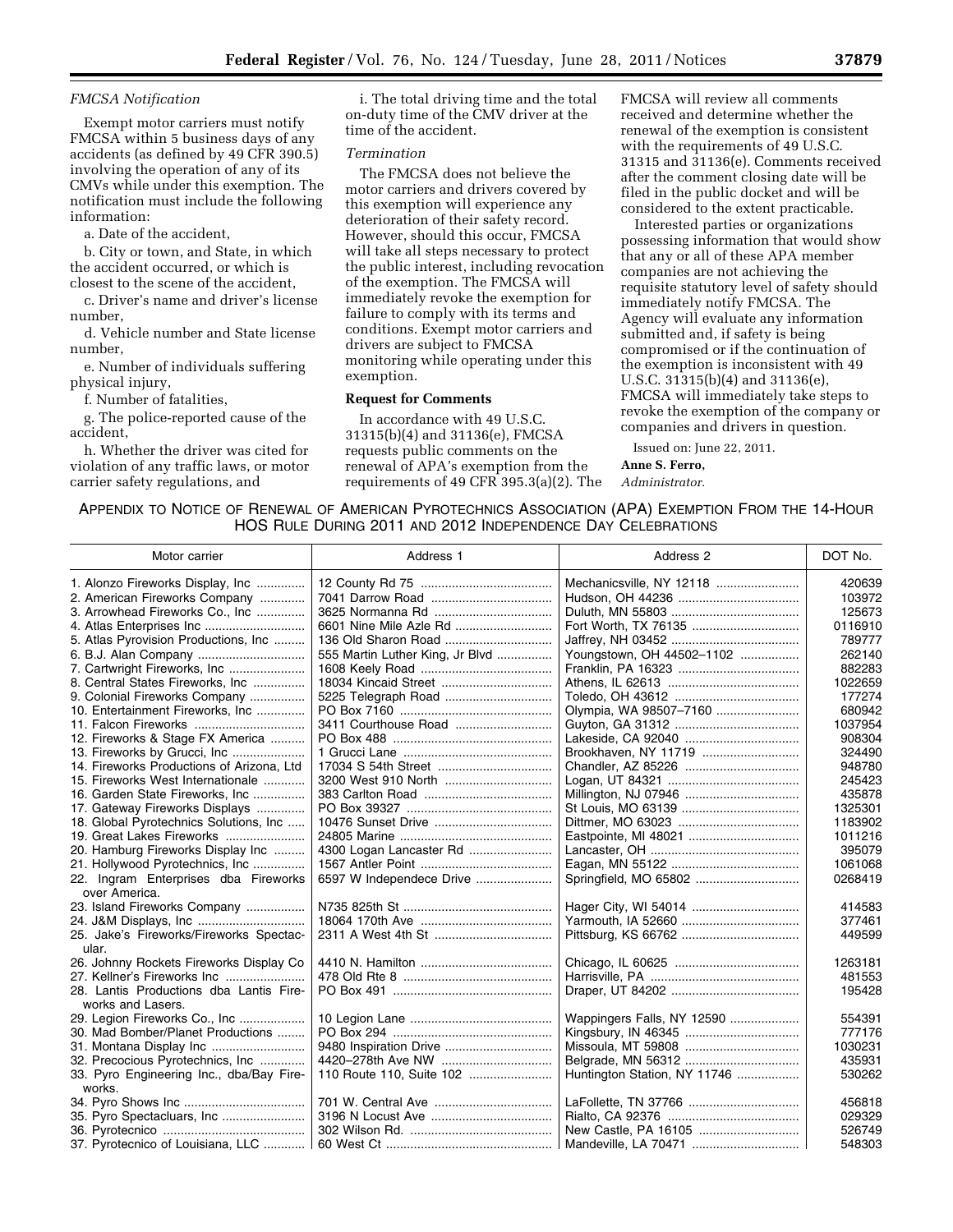*FMCSA Notification*

Exempt motor carriers must notify FMCSA within 5 business days of any accidents (as defined by 49 CFR 390.5) involving the operation of any of its CMVs while under this exemption. The notification must include the following information:

a. Date of the accident,

b. City or town, and State, in which the accident occurred, or which is closest to the scene of the accident,

c. Driver's name and driver's license number,

d. Vehicle number and State license number,

e. Number of individuals suffering physical injury,

f. Number of fatalities,

g. The police-reported cause of the accident,

h. Whether the driver was cited for violation of any traffic laws, or motor carrier safety regulations, and

i. The total driving time and the total on-duty time of the CMV driver at the time of the accident.

*Termination*

The FMCSA does not believe the motor carriers and drivers covered by this exemption will experience any deterioration of their safety record. However, should this occur, FMCSA will take all steps necessary to protect the public interest, including revocation of the exemption. The FMCSA will immediately revoke the exemption for failure to comply with its terms and conditions. Exempt motor carriers and drivers are subject to FMCSA monitoring while operating under this exemption.

**Request for Comments**

In accordance with 49 U.S.C. 31315(b)(4) and 31136(e), FMCSA requests public comments on the renewal of APA's exemption from the requirements of 49 CFR 395.3(a)(2). The FMCSA will review all comments received and determine whether the renewal of the exemption is consistent with the requirements of 49 U.S.C. 31315 and 31136(e). Comments received after the comment closing date will be filed in the public docket and will be considered to the extent practicable.

Interested parties or organizations possessing information that would show that any or all of these APA member companies are not achieving the requisite statutory level of safety should immediately notify FMCSA. The Agency will evaluate any information submitted and, if safety is being compromised or if the continuation of the exemption is inconsistent with 49 U.S.C. 31315(b)(4) and 31136(e), FMCSA will immediately take steps to revoke the exemption of the company or companies and drivers in question.

Issued on: June 22, 2011.

**Anne S. Ferro,**

*Administrator.*

APPENDIX TO NOTICE OF RENEWAL OF AMERICAN PYROTECHNICS ASSOCIATION (APA) EXEMPTION FROM THE 14-HOUR HOS RULE DURING 2011 AND 2012 INDEPENDENCE DAY CELEBRATIONS

| Motor carrier | Address 1 | Address 2 | DOT No. |
|---|---|---|---|
| 1. Alonzo Fireworks Display, Inc | 12 County Rd 75 | Mechanicsville, NY 12118 | 420639 |
| 2. American Fireworks Company | 7041 Darrow Road | Hudson, OH 44236 | 103972 |
| 3. Arrowhead Fireworks Co., Inc | 3625 Normanna Rd | Duluth, MN 55803 | 125673 |
| 4. Atlas Enterprises Inc | 6601 Nine Mile Azle Rd | Fort Worth, TX 76135 | 0116910 |
| 5. Atlas Pyrovision Productions, Inc | 136 Old Sharon Road | Jaffrey, NH 03452 | 789777 |
| 6. B.J. Alan Company | 555 Martin Luther King, Jr Blvd | Youngstown, OH 44502–1102 | 262140 |
| 7. Cartwright Fireworks, Inc | 1608 Keely Road | Franklin, PA 16323 | 882283 |
| 8. Central States Fireworks, Inc | 18034 Kincaid Street | Athens, IL 62613 | 1022659 |
| 9. Colonial Fireworks Company | 5225 Telegraph Road | Toledo, OH 43612 | 177274 |
| 10. Entertainment Fireworks, Inc | PO Box 7160 | Olympia, WA 98507–7160 | 680942 |
| 11. Falcon Fireworks | 3411 Courthouse Road | Guyton, GA 31312 | 1037954 |
| 12. Fireworks & Stage FX America | PO Box 488 | Lakeside, CA 92040 | 908304 |
| 13. Fireworks by Grucci, Inc | 1 Grucci Lane | Brookhaven, NY 11719 | 324490 |
| 14. Fireworks Productions of Arizona, Ltd | 17034 S 54th Street | Chandler, AZ 85226 | 948780 |
| 15. Fireworks West Internationale | 3200 West 910 North | Logan, UT 84321 | 245423 |
| 16. Garden State Fireworks, Inc | 383 Carlton Road | Millington, NJ 07946 | 435878 |
| 17. Gateway Fireworks Displays | PO Box 39327 | St Louis, MO 63139 | 1325301 |
| 18. Global Pyrotechnics Solutions, Inc | 10476 Sunset Drive | Dittmer, MO 63023 | 1183902 |
| 19. Great Lakes Fireworks | 24805 Marine | Eastpointe, MI 48021 | 1011216 |
| 20. Hamburg Fireworks Display Inc | 4300 Logan Lancaster Rd | Lancaster, OH | 395079 |
| 21. Hollywood Pyrotechnics, Inc | 1567 Antler Point | Eagan, MN 55122 | 1061068 |
| 22. Ingram Enterprises dba Fireworks over America. | 6597 W Independece Drive | Springfield, MO 65802 | 0268419 |
| 23. Island Fireworks Company | N735 825th St | Hager City, WI 54014 | 414583 |
| 24. J&M Displays, Inc | 18064 170th Ave | Yarmouth, IA 52660 | 377461 |
| 25. Jake's Fireworks/Fireworks Spectacular. | 2311 A West 4th St | Pittsburg, KS 66762 | 449599 |
| 26. Johnny Rockets Fireworks Display Co | 4410 N. Hamilton | Chicago, IL 60625 | 1263181 |
| 27. Kellner's Fireworks Inc | 478 Old Rte 8 | Harrisville, PA | 481553 |
| 28. Lantis Productions dba Lantis Fireworks and Lasers. | PO Box 491 | Draper, UT 84202 | 195428 |
| 29. Legion Fireworks Co., Inc | 10 Legion Lane | Wappingers Falls, NY 12590 | 554391 |
| 30. Mad Bomber/Planet Productions | PO Box 294 | Kingsbury, IN 46345 | 777176 |
| 31. Montana Display Inc | 9480 Inspiration Drive | Missoula, MT 59808 | 1030231 |
| 32. Precocious Pyrotechnics, Inc | 4420–278th Ave NW | Belgrade, MN 56312 | 435931 |
| 33. Pyro Engineering Inc., dba/Bay Fireworks. | 110 Route 110, Suite 102 | Huntington Station, NY 11746 | 530262 |
| 34. Pyro Shows Inc | 701 W. Central Ave | LaFollette, TN 37766 | 456818 |
| 35. Pyro Spectacluars, Inc | 3196 N Locust Ave | Rialto, CA 92376 | 029329 |
| 36. Pyrotecnico | 302 Wilson Rd. | New Castle, PA 16105 | 526749 |
| 37. Pyrotecnico of Louisiana, LLC | 60 West Ct | Mandeville, LA 70471 | 548303 |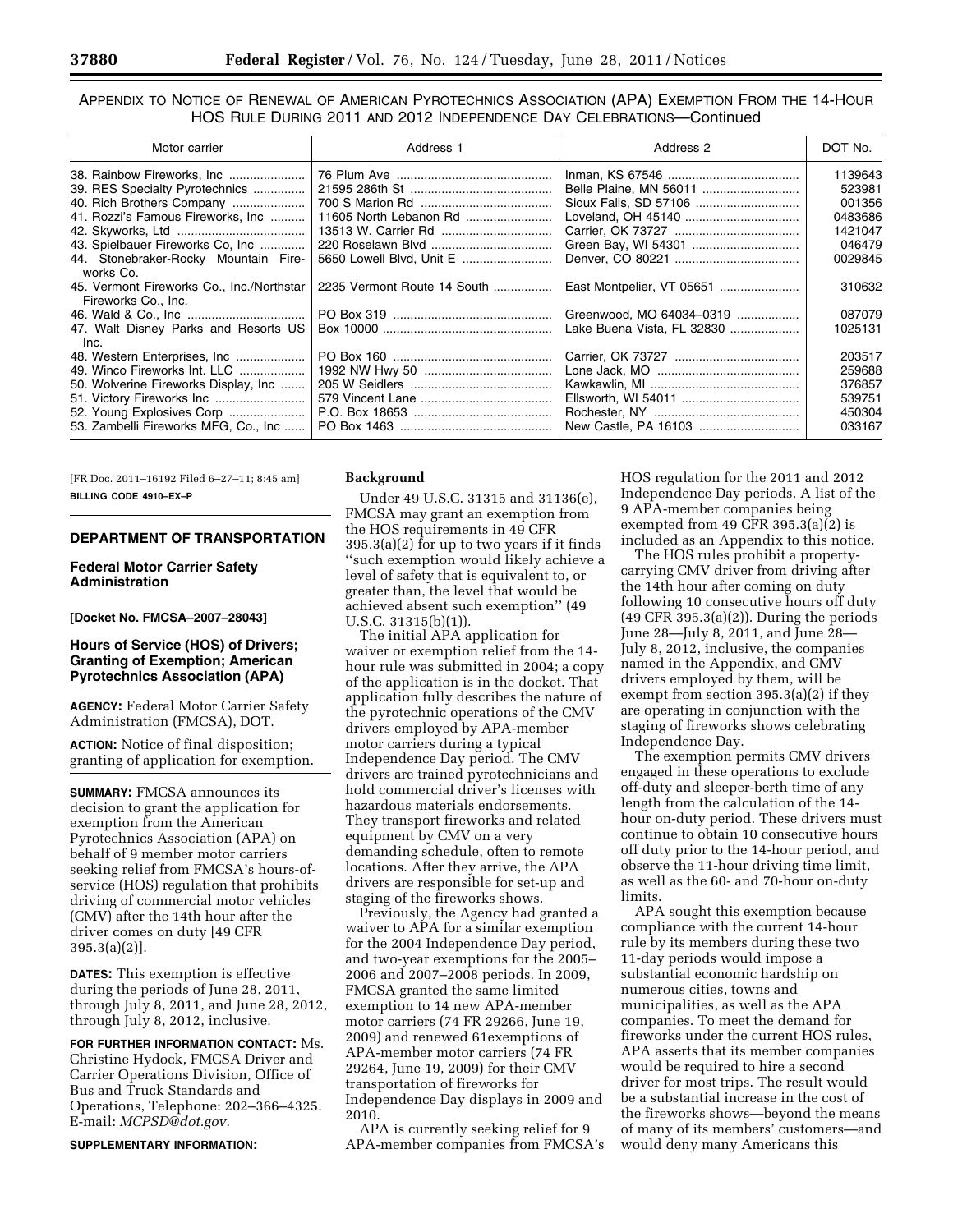APPENDIX TO NOTICE OF RENEWAL OF AMERICAN PYROTECHNICS ASSOCIATION (APA) EXEMPTION FROM THE 14-HOUR HOS RULE DURING 2011 AND 2012 INDEPENDENCE DAY CELEBRATIONS—Continued

| Motor carrier | Address 1 | Address 2 | DOT No. |
|---|---|---|---|
| 38. Rainbow Fireworks, Inc | 76 Plum Ave | Inman, KS 67546 | 1139643 |
| 39. RES Specialty Pyrotechnics | 21595 286th St | Belle Plaine, MN 56011 | 523981 |
| 40. Rich Brothers Company | 700 S Marion Rd | Sioux Falls, SD 57106 | 001356 |
| 41. Rozzi's Famous Fireworks, Inc | 11605 North Lebanon Rd | Loveland, OH 45140 | 0483686 |
| 42. Skyworks, Ltd | 13513 W. Carrier Rd | Carrier, OK 73727 | 1421047 |
| 43. Spielbauer Fireworks Co, Inc | 220 Roselawn Blvd | Green Bay, WI 54301 | 046479 |
| 44. Stonebraker-Rocky Mountain Fireworks Co. | 5650 Lowell Blvd, Unit E | Denver, CO 80221 | 0029845 |
| 45. Vermont Fireworks Co., Inc./Northstar Fireworks Co., Inc. | 2235 Vermont Route 14 South | East Montpelier, VT 05651 | 310632 |
| 46. Wald & Co., Inc | PO Box 319 | Greenwood, MO 64034–0319 | 087079 |
| 47. Walt Disney Parks and Resorts US Inc. | Box 10000 | Lake Buena Vista, FL 32830 | 1025131 |
| 48. Western Enterprises, Inc | PO Box 160 | Carrier, OK 73727 | 203517 |
| 49. Winco Fireworks Int. LLC | 1992 NW Hwy 50 | Lone Jack, MO | 259688 |
| 50. Wolverine Fireworks Display, Inc | 205 W Seidlers | Kawkawlin, MI | 376857 |
| 51. Victory Fireworks Inc | 579 Vincent Lane | Ellsworth, WI 54011 | 539751 |
| 52. Young Explosives Corp | P.O. Box 18653 | Rochester, NY | 450304 |
| 53. Zambelli Fireworks MFG, Co., Inc | PO Box 1463 | New Castle, PA 16103 | 033167 |

[FR Doc. 2011–16192 Filed 6–27–11; 8:45 am]

**BILLING CODE 4910–EX–P**

## DEPARTMENT OF TRANSPORTATION

### Federal Motor Carrier Safety Administration

**[Docket No. FMCSA–2007–28043]**

### Hours of Service (HOS) of Drivers; Granting of Exemption; American Pyrotechnics Association (APA)

**AGENCY:** Federal Motor Carrier Safety Administration (FMCSA), DOT.

**ACTION:** Notice of final disposition; granting of application for exemption.

**SUMMARY:** FMCSA announces its decision to grant the application for exemption from the American Pyrotechnics Association (APA) on behalf of 9 member motor carriers seeking relief from FMCSA's hours-of-service (HOS) regulation that prohibits driving of commercial motor vehicles (CMV) after the 14th hour after the driver comes on duty [49 CFR 395.3(a)(2)].

**DATES:** This exemption is effective during the periods of June 28, 2011, through July 8, 2011, and June 28, 2012, through July 8, 2012, inclusive.

**FOR FURTHER INFORMATION CONTACT:** Ms. Christine Hydock, FMCSA Driver and Carrier Operations Division, Office of Bus and Truck Standards and Operations, Telephone: 202–366–4325. E-mail: *MCPSD@dot.gov.*

**SUPPLEMENTARY INFORMATION:**

**Background**

Under 49 U.S.C. 31315 and 31136(e), FMCSA may grant an exemption from the HOS requirements in 49 CFR 395.3(a)(2) for up to two years if it finds ''such exemption would likely achieve a level of safety that is equivalent to, or greater than, the level that would be achieved absent such exemption'' (49 U.S.C. 31315(b)(1)).

The initial APA application for waiver or exemption relief from the 14-hour rule was submitted in 2004; a copy of the application is in the docket. That application fully describes the nature of the pyrotechnic operations of the CMV drivers employed by APA-member motor carriers during a typical Independence Day period. The CMV drivers are trained pyrotechnicians and hold commercial driver's licenses with hazardous materials endorsements. They transport fireworks and related equipment by CMV on a very demanding schedule, often to remote locations. After they arrive, the APA drivers are responsible for set-up and staging of the fireworks shows.

Previously, the Agency had granted a waiver to APA for a similar exemption for the 2004 Independence Day period, and two-year exemptions for the 2005–2006 and 2007–2008 periods. In 2009, FMCSA granted the same limited exemption to 14 new APA-member motor carriers (74 FR 29266, June 19, 2009) and renewed 61exemptions of APA-member motor carriers (74 FR 29264, June 19, 2009) for their CMV transportation of fireworks for Independence Day displays in 2009 and 2010.

APA is currently seeking relief for 9 APA-member companies from FMCSA's HOS regulation for the 2011 and 2012 Independence Day periods. A list of the 9 APA-member companies being exempted from 49 CFR 395.3(a)(2) is included as an Appendix to this notice.

The HOS rules prohibit a property-carrying CMV driver from driving after the 14th hour after coming on duty following 10 consecutive hours off duty (49 CFR 395.3(a)(2)). During the periods June 28—July 8, 2011, and June 28—July 8, 2012, inclusive, the companies named in the Appendix, and CMV drivers employed by them, will be exempt from section 395.3(a)(2) if they are operating in conjunction with the staging of fireworks shows celebrating Independence Day.

The exemption permits CMV drivers engaged in these operations to exclude off-duty and sleeper-berth time of any length from the calculation of the 14-hour on-duty period. These drivers must continue to obtain 10 consecutive hours off duty prior to the 14-hour period, and observe the 11-hour driving time limit, as well as the 60- and 70-hour on-duty limits.

APA sought this exemption because compliance with the current 14-hour rule by its members during these two 11-day periods would impose a substantial economic hardship on numerous cities, towns and municipalities, as well as the APA companies. To meet the demand for fireworks under the current HOS rules, APA asserts that its member companies would be required to hire a second driver for most trips. The result would be a substantial increase in the cost of the fireworks shows—beyond the means of many of its members' customers—and would deny many Americans this